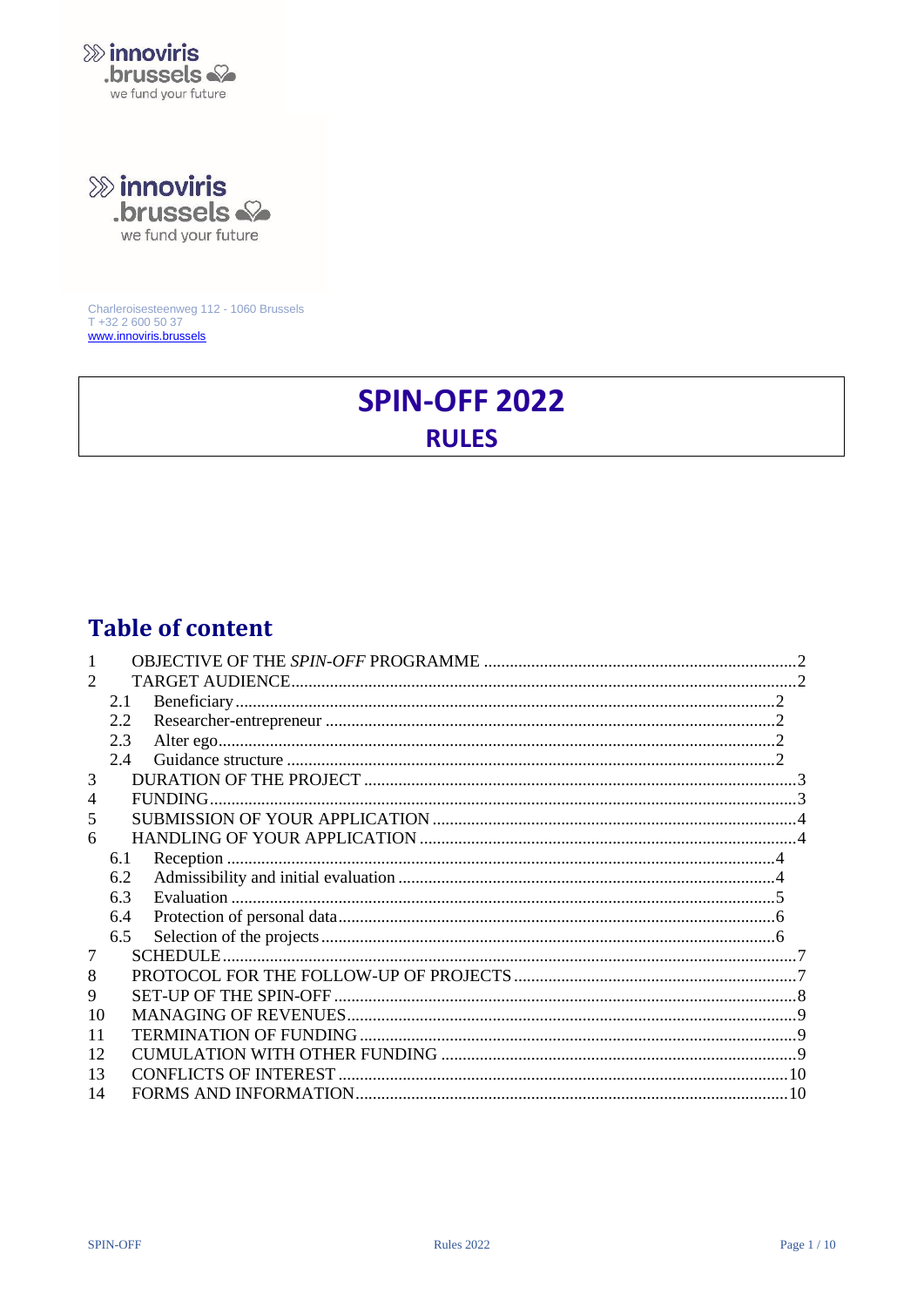innoviris .brussels
we fund your future

Charleroisesteenweg 112 - 1060 Brussels
T +32 2 600 50 37
www.innoviris.brussels

# SPIN-OFF 2022
## RULES

## Table of content

1 OBJECTIVE OF THE *SPIN-OFF* PROGRAMME ....... 2
2 TARGET AUDIENCE ....... 2
 2.1 Beneficiary ....... 2
 2.2 Researcher-entrepreneur ....... 2
 2.3 Alter ego ....... 2
 2.4 Guidance structure ....... 2
3 DURATION OF THE PROJECT ....... 3
4 FUNDING ....... 3
5 SUBMISSION OF YOUR APPLICATION ....... 4
6 HANDLING OF YOUR APPLICATION ....... 4
 6.1 Reception ....... 4
 6.2 Admissibility and initial evaluation ....... 4
 6.3 Evaluation ....... 5
 6.4 Protection of personal data ....... 6
 6.5 Selection of the projects ....... 6
7 SCHEDULE ....... 7
8 PROTOCOL FOR THE FOLLOW-UP OF PROJECTS ....... 7
9 SET-UP OF THE SPIN-OFF ....... 8
10 MANAGING OF REVENUES ....... 9
11 TERMINATION OF FUNDING ....... 9
12 CUMULATION WITH OTHER FUNDING ....... 9
13 CONFLICTS OF INTEREST ....... 10
14 FORMS AND INFORMATION ....... 10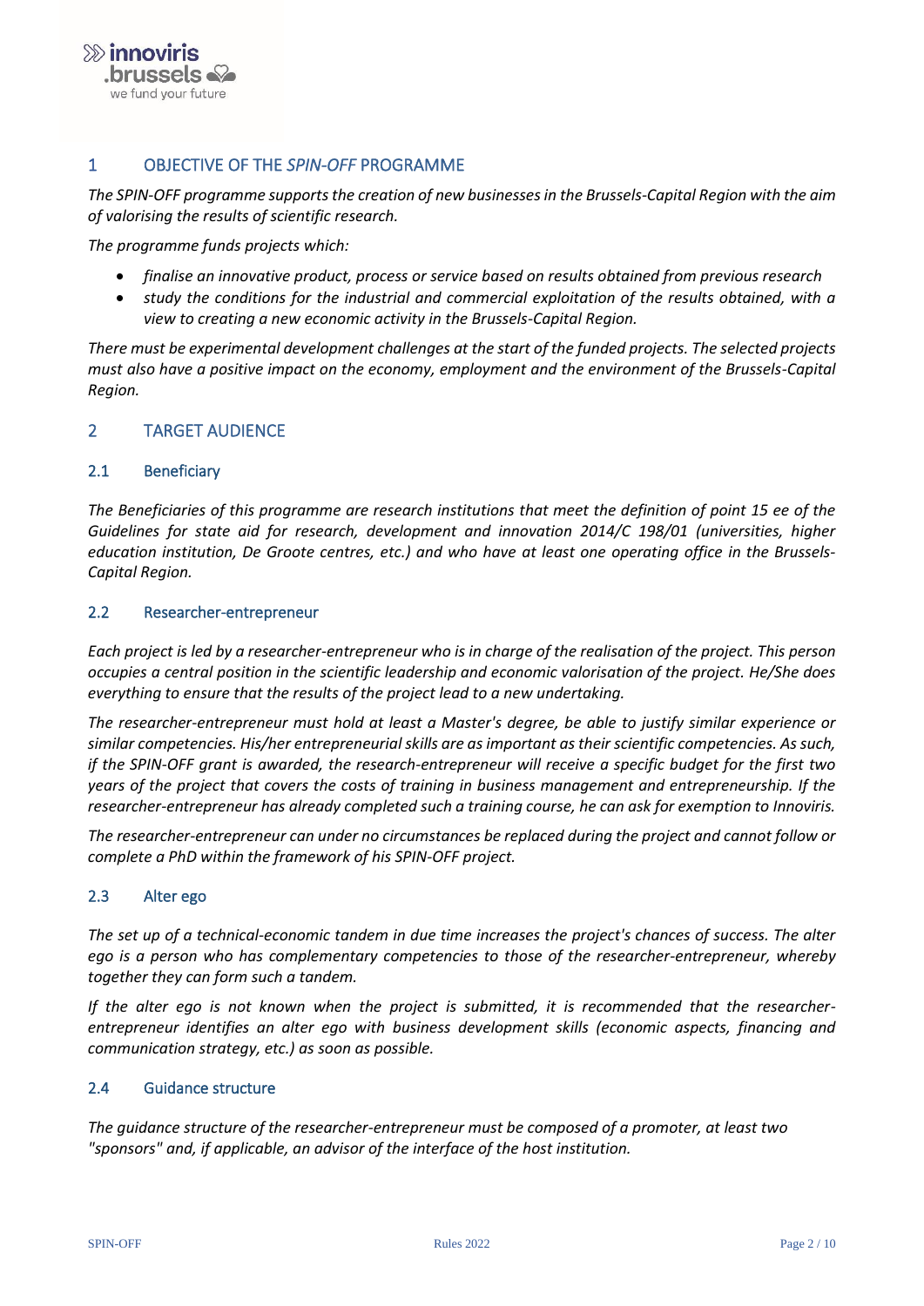# 1 OBJECTIVE OF THE *SPIN-OFF* PROGRAMME

*The SPIN-OFF programme supports the creation of new businesses in the Brussels-Capital Region with the aim of valorising the results of scientific research.*

*The programme funds projects which:*

- *finalise an innovative product, process or service based on results obtained from previous research*
- *study the conditions for the industrial and commercial exploitation of the results obtained, with a view to creating a new economic activity in the Brussels-Capital Region.*

*There must be experimental development challenges at the start of the funded projects. The selected projects must also have a positive impact on the economy, employment and the environment of the Brussels-Capital Region.*

# 2 TARGET AUDIENCE

## 2.1 Beneficiary

*The Beneficiaries of this programme are research institutions that meet the definition of point 15 ee of the Guidelines for state aid for research, development and innovation 2014/C 198/01 (universities, higher education institution, De Groote centres, etc.) and who have at least one operating office in the Brussels-Capital Region.*

## 2.2 Researcher-entrepreneur

*Each project is led by a researcher-entrepreneur who is in charge of the realisation of the project. This person occupies a central position in the scientific leadership and economic valorisation of the project. He/She does everything to ensure that the results of the project lead to a new undertaking.*

*The researcher-entrepreneur must hold at least a Master's degree, be able to justify similar experience or similar competencies. His/her entrepreneurial skills are as important as their scientific competencies. As such, if the SPIN-OFF grant is awarded, the research-entrepreneur will receive a specific budget for the first two years of the project that covers the costs of training in business management and entrepreneurship. If the researcher-entrepreneur has already completed such a training course, he can ask for exemption to Innoviris.*

*The researcher-entrepreneur can under no circumstances be replaced during the project and cannot follow or complete a PhD within the framework of his SPIN-OFF project.*

## 2.3 Alter ego

*The set up of a technical-economic tandem in due time increases the project's chances of success. The alter ego is a person who has complementary competencies to those of the researcher-entrepreneur, whereby together they can form such a tandem.*

*If the alter ego is not known when the project is submitted, it is recommended that the researcher-entrepreneur identifies an alter ego with business development skills (economic aspects, financing and communication strategy, etc.) as soon as possible.*

## 2.4 Guidance structure

*The guidance structure of the researcher-entrepreneur must be composed of a promoter, at least two "sponsors" and, if applicable, an advisor of the interface of the host institution.*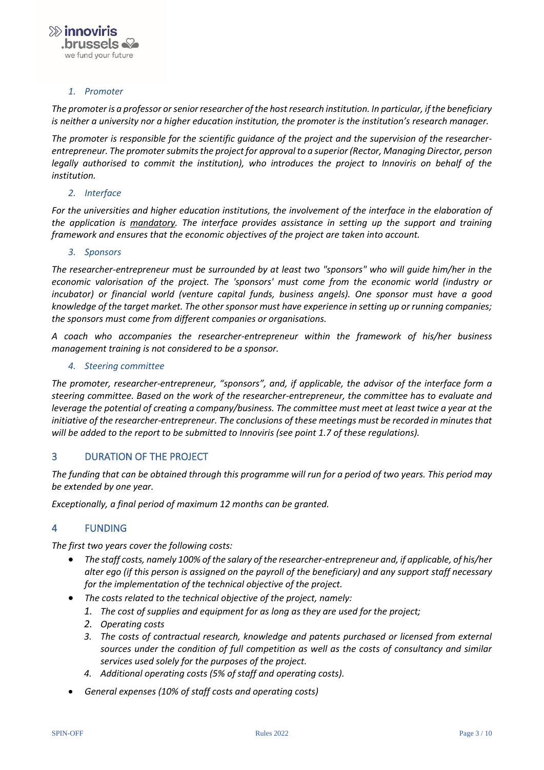### *1. Promoter*

*The promoter is a professor or senior researcher of the host research institution. In particular, if the beneficiary is neither a university nor a higher education institution, the promoter is the institution's research manager.*

*The promoter is responsible for the scientific guidance of the project and the supervision of the researcher-entrepreneur. The promoter submits the project for approval to a superior (Rector, Managing Director, person legally authorised to commit the institution), who introduces the project to Innoviris on behalf of the institution.*

### *2. Interface*

*For the universities and higher education institutions, the involvement of the interface in the elaboration of the application is mandatory. The interface provides assistance in setting up the support and training framework and ensures that the economic objectives of the project are taken into account.*

### *3. Sponsors*

*The researcher-entrepreneur must be surrounded by at least two "sponsors" who will guide him/her in the economic valorisation of the project. The 'sponsors' must come from the economic world (industry or incubator) or financial world (venture capital funds, business angels). One sponsor must have a good knowledge of the target market. The other sponsor must have experience in setting up or running companies; the sponsors must come from different companies or organisations.*

*A coach who accompanies the researcher-entrepreneur within the framework of his/her business management training is not considered to be a sponsor.*

### *4. Steering committee*

*The promoter, researcher-entrepreneur, "sponsors", and, if applicable, the advisor of the interface form a steering committee. Based on the work of the researcher-entrepreneur, the committee has to evaluate and leverage the potential of creating a company/business. The committee must meet at least twice a year at the initiative of the researcher-entrepreneur. The conclusions of these meetings must be recorded in minutes that will be added to the report to be submitted to Innoviris (see point 1.7 of these regulations).*

## 3 DURATION OF THE PROJECT

*The funding that can be obtained through this programme will run for a period of two years. This period may be extended by one year.*

*Exceptionally, a final period of maximum 12 months can be granted.*

## 4 FUNDING

*The first two years cover the following costs:*

- *The staff costs, namely 100% of the salary of the researcher-entrepreneur and, if applicable, of his/her alter ego (if this person is assigned on the payroll of the beneficiary) and any support staff necessary for the implementation of the technical objective of the project.*
- *The costs related to the technical objective of the project, namely:*
  1. *The cost of supplies and equipment for as long as they are used for the project;*
  2. *Operating costs*
  3. *The costs of contractual research, knowledge and patents purchased or licensed from external sources under the condition of full competition as well as the costs of consultancy and similar services used solely for the purposes of the project.*
  4. *Additional operating costs (5% of staff and operating costs).*
- *General expenses (10% of staff costs and operating costs)*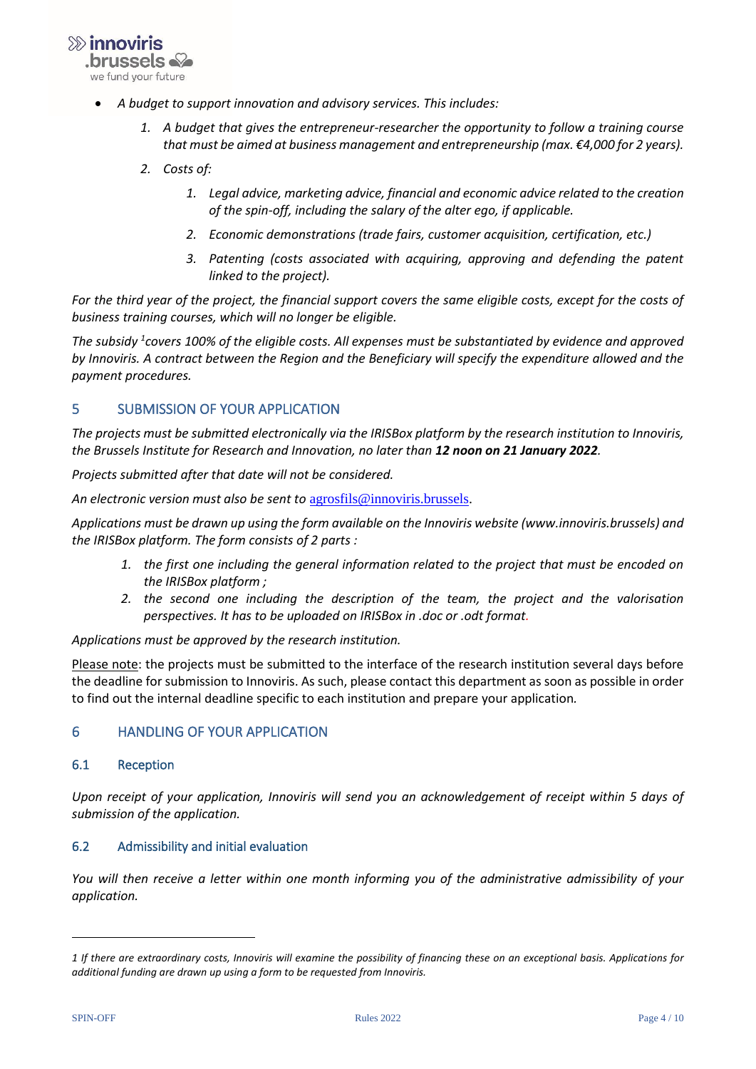- *A budget to support innovation and advisory services. This includes:*
  1. *A budget that gives the entrepreneur-researcher the opportunity to follow a training course that must be aimed at business management and entrepreneurship (max. €4,000 for 2 years).*
  2. *Costs of:*
     1. *Legal advice, marketing advice, financial and economic advice related to the creation of the spin-off, including the salary of the alter ego, if applicable.*
     2. *Economic demonstrations (trade fairs, customer acquisition, certification, etc.)*
     3. *Patenting (costs associated with acquiring, approving and defending the patent linked to the project).*

*For the third year of the project, the financial support covers the same eligible costs, except for the costs of business training courses, which will no longer be eligible.*

*The subsidy [1]covers 100% of the eligible costs. All expenses must be substantiated by evidence and approved by Innoviris. A contract between the Region and the Beneficiary will specify the expenditure allowed and the payment procedures.*

## 5 SUBMISSION OF YOUR APPLICATION

*The projects must be submitted electronically via the IRISBox platform by the research institution to Innoviris, the Brussels Institute for Research and Innovation, no later than **12 noon on 21 January 2022**.*

*Projects submitted after that date will not be considered.*

*An electronic version must also be sent to* agrosfils@innoviris.brussels.

*Applications must be drawn up using the form available on the Innoviris website (www.innoviris.brussels) and the IRISBox platform. The form consists of 2 parts :*

1. *the first one including the general information related to the project that must be encoded on the IRISBox platform ;*
2. *the second one including the description of the team, the project and the valorisation perspectives. It has to be uploaded on IRISBox in .doc or .odt format.*

*Applications must be approved by the research institution.*

Please note: the projects must be submitted to the interface of the research institution several days before the deadline for submission to Innoviris. As such, please contact this department as soon as possible in order to find out the internal deadline specific to each institution and prepare your application.

## 6 HANDLING OF YOUR APPLICATION

### 6.1 Reception

*Upon receipt of your application, Innoviris will send you an acknowledgement of receipt within 5 days of submission of the application.*

### 6.2 Admissibility and initial evaluation

*You will then receive a letter within one month informing you of the administrative admissibility of your application.*

---

*[1] If there are extraordinary costs, Innoviris will examine the possibility of financing these on an exceptional basis. Applications for additional funding are drawn up using a form to be requested from Innoviris.*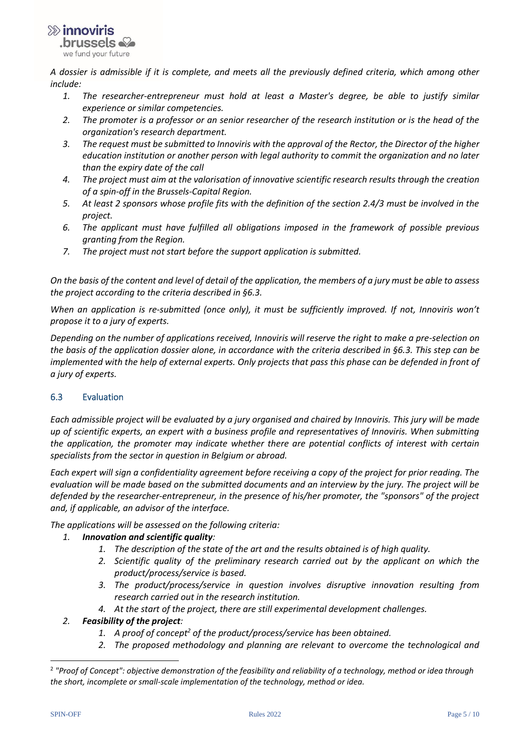*A dossier is admissible if it is complete, and meets all the previously defined criteria, which among other include:*

1. *The researcher-entrepreneur must hold at least a Master's degree, be able to justify similar experience or similar competencies.*
2. *The promoter is a professor or an senior researcher of the research institution or is the head of the organization's research department.*
3. *The request must be submitted to Innoviris with the approval of the Rector, the Director of the higher education institution or another person with legal authority to commit the organization and no later than the expiry date of the call*
4. *The project must aim at the valorisation of innovative scientific research results through the creation of a spin-off in the Brussels-Capital Region.*
5. *At least 2 sponsors whose profile fits with the definition of the section 2.4/3 must be involved in the project.*
6. *The applicant must have fulfilled all obligations imposed in the framework of possible previous granting from the Region.*
7. *The project must not start before the support application is submitted.*

*On the basis of the content and level of detail of the application, the members of a jury must be able to assess the project according to the criteria described in §6.3.*

*When an application is re-submitted (once only), it must be sufficiently improved. If not, Innoviris won't propose it to a jury of experts.*

*Depending on the number of applications received, Innoviris will reserve the right to make a pre-selection on the basis of the application dossier alone, in accordance with the criteria described in §6.3. This step can be implemented with the help of external experts. Only projects that pass this phase can be defended in front of a jury of experts.*

### 6.3 Evaluation

*Each admissible project will be evaluated by a jury organised and chaired by Innoviris. This jury will be made up of scientific experts, an expert with a business profile and representatives of Innoviris. When submitting the application, the promoter may indicate whether there are potential conflicts of interest with certain specialists from the sector in question in Belgium or abroad.*

*Each expert will sign a confidentiality agreement before receiving a copy of the project for prior reading. The evaluation will be made based on the submitted documents and an interview by the jury. The project will be defended by the researcher-entrepreneur, in the presence of his/her promoter, the "sponsors" of the project and, if applicable, an advisor of the interface.*

*The applications will be assessed on the following criteria:*

1. ***Innovation and scientific quality**:*
   1. *The description of the state of the art and the results obtained is of high quality.*
   2. *Scientific quality of the preliminary research carried out by the applicant on which the product/process/service is based.*
   3. *The product/process/service in question involves disruptive innovation resulting from research carried out in the research institution.*
   4. *At the start of the project, there are still experimental development challenges.*
2. ***Feasibility of the project**:*
   1. *A proof of concept[2] of the product/process/service has been obtained.*
   2. *The proposed methodology and planning are relevant to overcome the technological and*

[2] *"Proof of Concept": objective demonstration of the feasibility and reliability of a technology, method or idea through the short, incomplete or small-scale implementation of the technology, method or idea.*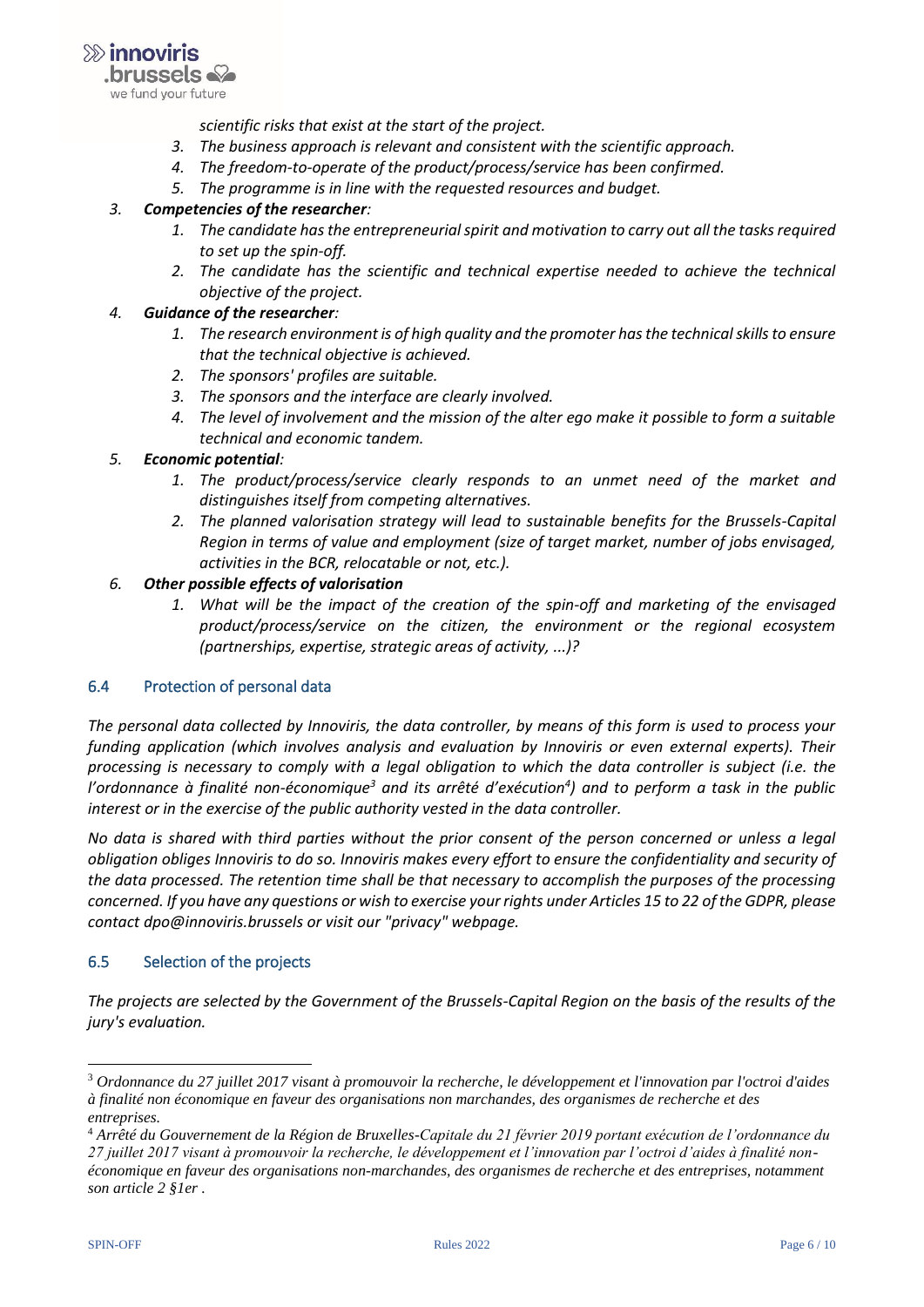scientific risks that exist at the start of the project.

3. *The business approach is relevant and consistent with the scientific approach.*
4. *The freedom-to-operate of the product/process/service has been confirmed.*
5. *The programme is in line with the requested resources and budget.*

3. ***Competencies of the researcher:***
    1. *The candidate has the entrepreneurial spirit and motivation to carry out all the tasks required to set up the spin-off.*
    2. *The candidate has the scientific and technical expertise needed to achieve the technical objective of the project.*
4. ***Guidance of the researcher:***
    1. *The research environment is of high quality and the promoter has the technical skills to ensure that the technical objective is achieved.*
    2. *The sponsors' profiles are suitable.*
    3. *The sponsors and the interface are clearly involved.*
    4. *The level of involvement and the mission of the alter ego make it possible to form a suitable technical and economic tandem.*
5. ***Economic potential:***
    1. *The product/process/service clearly responds to an unmet need of the market and distinguishes itself from competing alternatives.*
    2. *The planned valorisation strategy will lead to sustainable benefits for the Brussels-Capital Region in terms of value and employment (size of target market, number of jobs envisaged, activities in the BCR, relocatable or not, etc.).*
6. ***Other possible effects of valorisation***
    1. *What will be the impact of the creation of the spin-off and marketing of the envisaged product/process/service on the citizen, the environment or the regional ecosystem (partnerships, expertise, strategic areas of activity, ...)?*

## 6.4 Protection of personal data

*The personal data collected by Innoviris, the data controller, by means of this form is used to process your funding application (which involves analysis and evaluation by Innoviris or even external experts). Their processing is necessary to comply with a legal obligation to which the data controller is subject (i.e. the l'ordonnance à finalité non-économique[3] and its arrêté d'exécution[4]) and to perform a task in the public interest or in the exercise of the public authority vested in the data controller.*

*No data is shared with third parties without the prior consent of the person concerned or unless a legal obligation obliges Innoviris to do so. Innoviris makes every effort to ensure the confidentiality and security of the data processed. The retention time shall be that necessary to accomplish the purposes of the processing concerned. If you have any questions or wish to exercise your rights under Articles 15 to 22 of the GDPR, please contact dpo@innoviris.brussels or visit our "privacy" webpage.*

## 6.5 Selection of the projects

*The projects are selected by the Government of the Brussels-Capital Region on the basis of the results of the jury's evaluation.*

---

[3] *Ordonnance du 27 juillet 2017 visant à promouvoir la recherche, le développement et l'innovation par l'octroi d'aides à finalité non économique en faveur des organisations non marchandes, des organismes de recherche et des entreprises.*

[4] *Arrêté du Gouvernement de la Région de Bruxelles-Capitale du 21 février 2019 portant exécution de l'ordonnance du 27 juillet 2017 visant à promouvoir la recherche, le développement et l'innovation par l'octroi d'aides à finalité non-économique en faveur des organisations non-marchandes, des organismes de recherche et des entreprises, notamment son article 2 §1er .*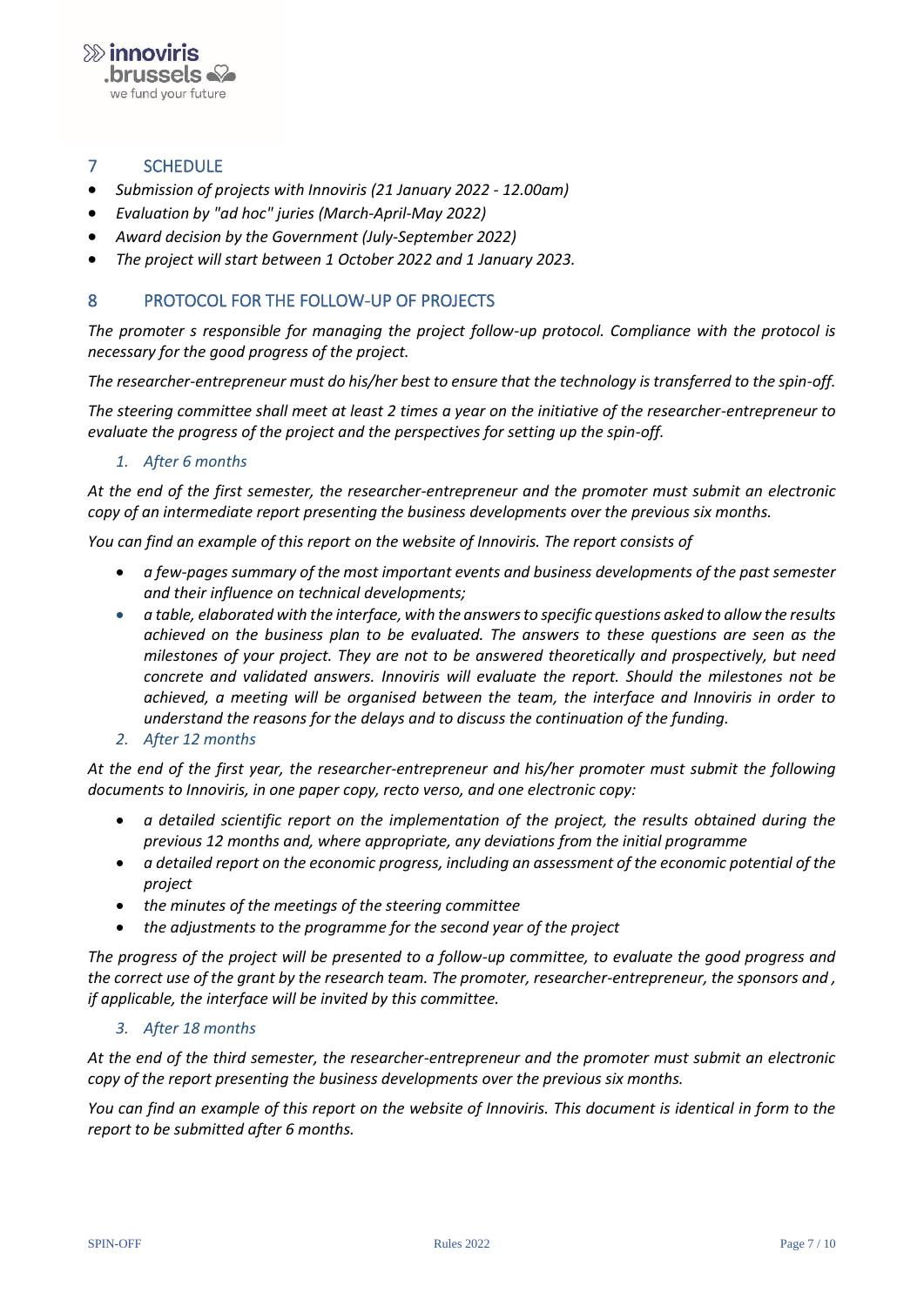## 7 SCHEDULE

- *Submission of projects with Innoviris (21 January 2022 - 12.00am)*
- *Evaluation by "ad hoc" juries (March-April-May 2022)*
- *Award decision by the Government (July-September 2022)*
- *The project will start between 1 October 2022 and 1 January 2023.*

## 8 PROTOCOL FOR THE FOLLOW-UP OF PROJECTS

*The promoter s responsible for managing the project follow-up protocol. Compliance with the protocol is necessary for the good progress of the project.*

*The researcher-entrepreneur must do his/her best to ensure that the technology is transferred to the spin-off.*

*The steering committee shall meet at least 2 times a year on the initiative of the researcher-entrepreneur to evaluate the progress of the project and the perspectives for setting up the spin-off.*

### *1. After 6 months*

*At the end of the first semester, the researcher-entrepreneur and the promoter must submit an electronic copy of an intermediate report presenting the business developments over the previous six months.*

*You can find an example of this report on the website of Innoviris. The report consists of*

- *a few-pages summary of the most important events and business developments of the past semester and their influence on technical developments;*
- *a table, elaborated with the interface, with the answers to specific questions asked to allow the results achieved on the business plan to be evaluated. The answers to these questions are seen as the milestones of your project. They are not to be answered theoretically and prospectively, but need concrete and validated answers. Innoviris will evaluate the report. Should the milestones not be achieved, a meeting will be organised between the team, the interface and Innoviris in order to understand the reasons for the delays and to discuss the continuation of the funding.*

### *2. After 12 months*

*At the end of the first year, the researcher-entrepreneur and his/her promoter must submit the following documents to Innoviris, in one paper copy, recto verso, and one electronic copy:*

- *a detailed scientific report on the implementation of the project, the results obtained during the previous 12 months and, where appropriate, any deviations from the initial programme*
- *a detailed report on the economic progress, including an assessment of the economic potential of the project*
- *the minutes of the meetings of the steering committee*
- *the adjustments to the programme for the second year of the project*

*The progress of the project will be presented to a follow-up committee, to evaluate the good progress and the correct use of the grant by the research team. The promoter, researcher-entrepreneur, the sponsors and , if applicable, the interface will be invited by this committee.*

### *3. After 18 months*

*At the end of the third semester, the researcher-entrepreneur and the promoter must submit an electronic copy of the report presenting the business developments over the previous six months.*

*You can find an example of this report on the website of Innoviris. This document is identical in form to the report to be submitted after 6 months.*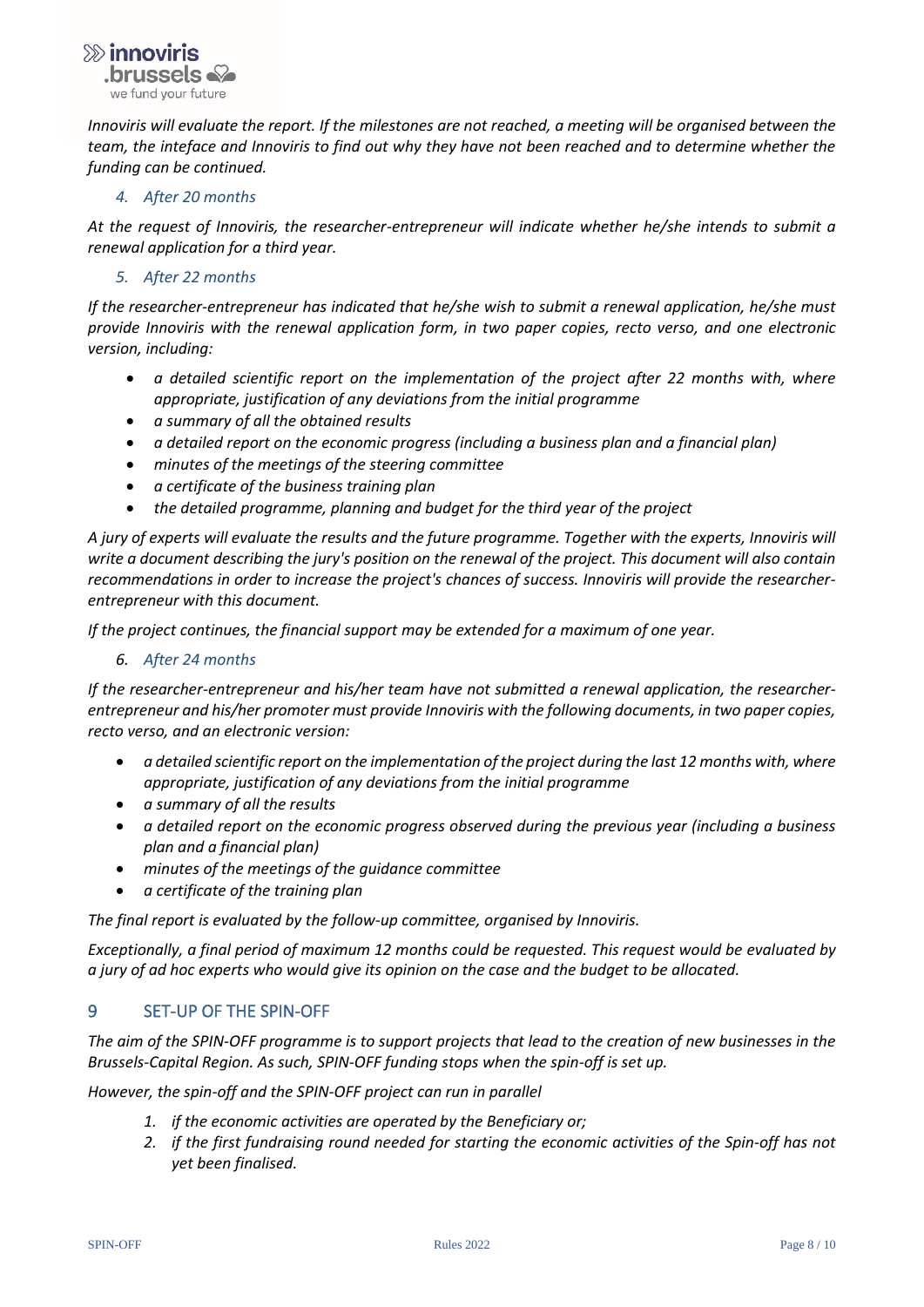*Innoviris will evaluate the report. If the milestones are not reached, a meeting will be organised between the team, the inteface and Innoviris to find out why they have not been reached and to determine whether the funding can be continued.*

#### 4. *After 20 months*

*At the request of Innoviris, the researcher-entrepreneur will indicate whether he/she intends to submit a renewal application for a third year.*

#### 5. *After 22 months*

*If the researcher-entrepreneur has indicated that he/she wish to submit a renewal application, he/she must provide Innoviris with the renewal application form, in two paper copies, recto verso, and one electronic version, including:*

- *a detailed scientific report on the implementation of the project after 22 months with, where appropriate, justification of any deviations from the initial programme*
- *a summary of all the obtained results*
- *a detailed report on the economic progress (including a business plan and a financial plan)*
- *minutes of the meetings of the steering committee*
- *a certificate of the business training plan*
- *the detailed programme, planning and budget for the third year of the project*

*A jury of experts will evaluate the results and the future programme. Together with the experts, Innoviris will write a document describing the jury's position on the renewal of the project. This document will also contain recommendations in order to increase the project's chances of success. Innoviris will provide the researcher-entrepreneur with this document.*

*If the project continues, the financial support may be extended for a maximum of one year.*

#### 6. *After 24 months*

*If the researcher-entrepreneur and his/her team have not submitted a renewal application, the researcher-entrepreneur and his/her promoter must provide Innoviris with the following documents, in two paper copies, recto verso, and an electronic version:*

- *a detailed scientific report on the implementation of the project during the last 12 months with, where appropriate, justification of any deviations from the initial programme*
- *a summary of all the results*
- *a detailed report on the economic progress observed during the previous year (including a business plan and a financial plan)*
- *minutes of the meetings of the guidance committee*
- *a certificate of the training plan*

*The final report is evaluated by the follow-up committee, organised by Innoviris.*

*Exceptionally, a final period of maximum 12 months could be requested. This request would be evaluated by a jury of ad hoc experts who would give its opinion on the case and the budget to be allocated.*

## 9 SET-UP OF THE SPIN-OFF

*The aim of the SPIN-OFF programme is to support projects that lead to the creation of new businesses in the Brussels-Capital Region. As such, SPIN-OFF funding stops when the spin-off is set up.*

*However, the spin-off and the SPIN-OFF project can run in parallel*

1. *if the economic activities are operated by the Beneficiary or;*
2. *if the first fundraising round needed for starting the economic activities of the Spin-off has not yet been finalised.*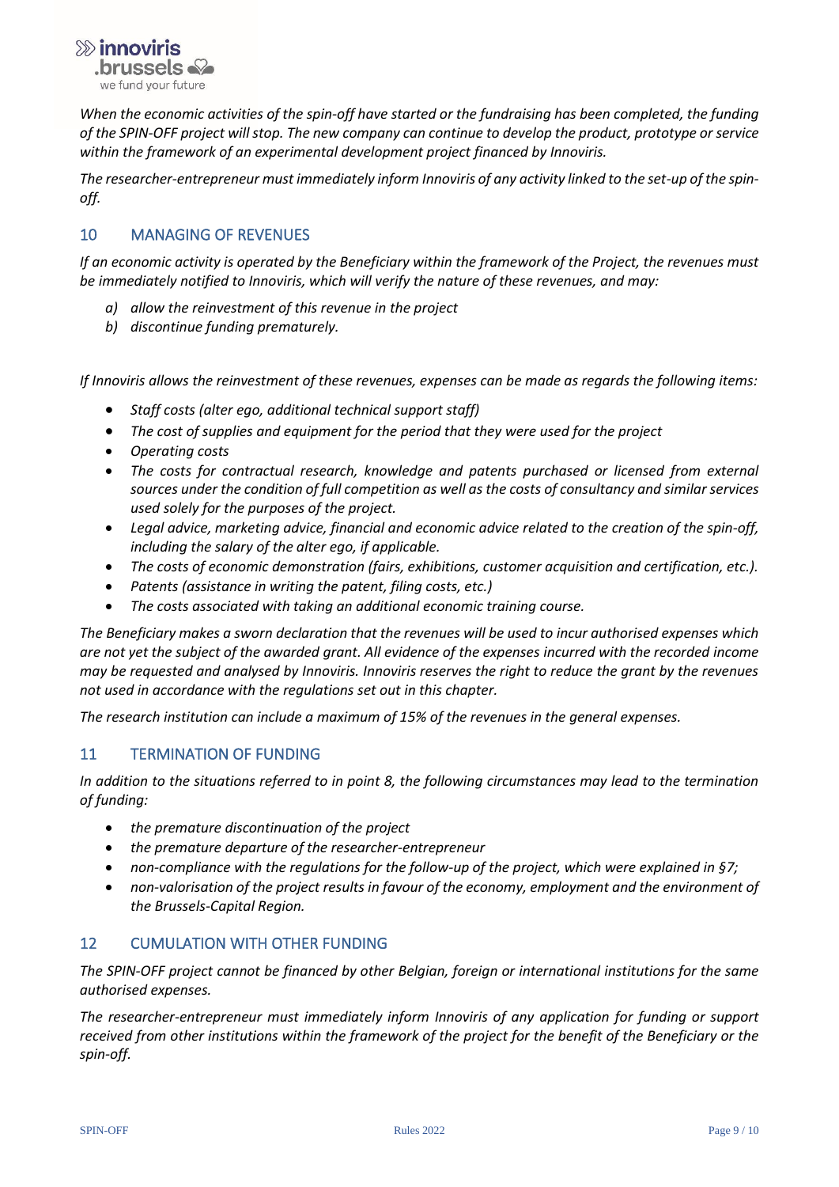*When the economic activities of the spin-off have started or the fundraising has been completed, the funding of the SPIN-OFF project will stop. The new company can continue to develop the product, prototype or service within the framework of an experimental development project financed by Innoviris.*

*The researcher-entrepreneur must immediately inform Innoviris of any activity linked to the set-up of the spin-off.*

## 10 MANAGING OF REVENUES

*If an economic activity is operated by the Beneficiary within the framework of the Project, the revenues must be immediately notified to Innoviris, which will verify the nature of these revenues, and may:*

a) *allow the reinvestment of this revenue in the project*
b) *discontinue funding prematurely.*

*If Innoviris allows the reinvestment of these revenues, expenses can be made as regards the following items:*

- *Staff costs (alter ego, additional technical support staff)*
- *The cost of supplies and equipment for the period that they were used for the project*
- *Operating costs*
- *The costs for contractual research, knowledge and patents purchased or licensed from external sources under the condition of full competition as well as the costs of consultancy and similar services used solely for the purposes of the project.*
- *Legal advice, marketing advice, financial and economic advice related to the creation of the spin-off, including the salary of the alter ego, if applicable.*
- *The costs of economic demonstration (fairs, exhibitions, customer acquisition and certification, etc.).*
- *Patents (assistance in writing the patent, filing costs, etc.)*
- *The costs associated with taking an additional economic training course.*

*The Beneficiary makes a sworn declaration that the revenues will be used to incur authorised expenses which are not yet the subject of the awarded grant. All evidence of the expenses incurred with the recorded income may be requested and analysed by Innoviris. Innoviris reserves the right to reduce the grant by the revenues not used in accordance with the regulations set out in this chapter.*

*The research institution can include a maximum of 15% of the revenues in the general expenses.*

## 11 TERMINATION OF FUNDING

*In addition to the situations referred to in point 8, the following circumstances may lead to the termination of funding:*

- *the premature discontinuation of the project*
- *the premature departure of the researcher-entrepreneur*
- *non-compliance with the regulations for the follow-up of the project, which were explained in §7;*
- *non-valorisation of the project results in favour of the economy, employment and the environment of the Brussels-Capital Region.*

## 12 CUMULATION WITH OTHER FUNDING

*The SPIN-OFF project cannot be financed by other Belgian, foreign or international institutions for the same authorised expenses.*

*The researcher-entrepreneur must immediately inform Innoviris of any application for funding or support received from other institutions within the framework of the project for the benefit of the Beneficiary or the spin-off.*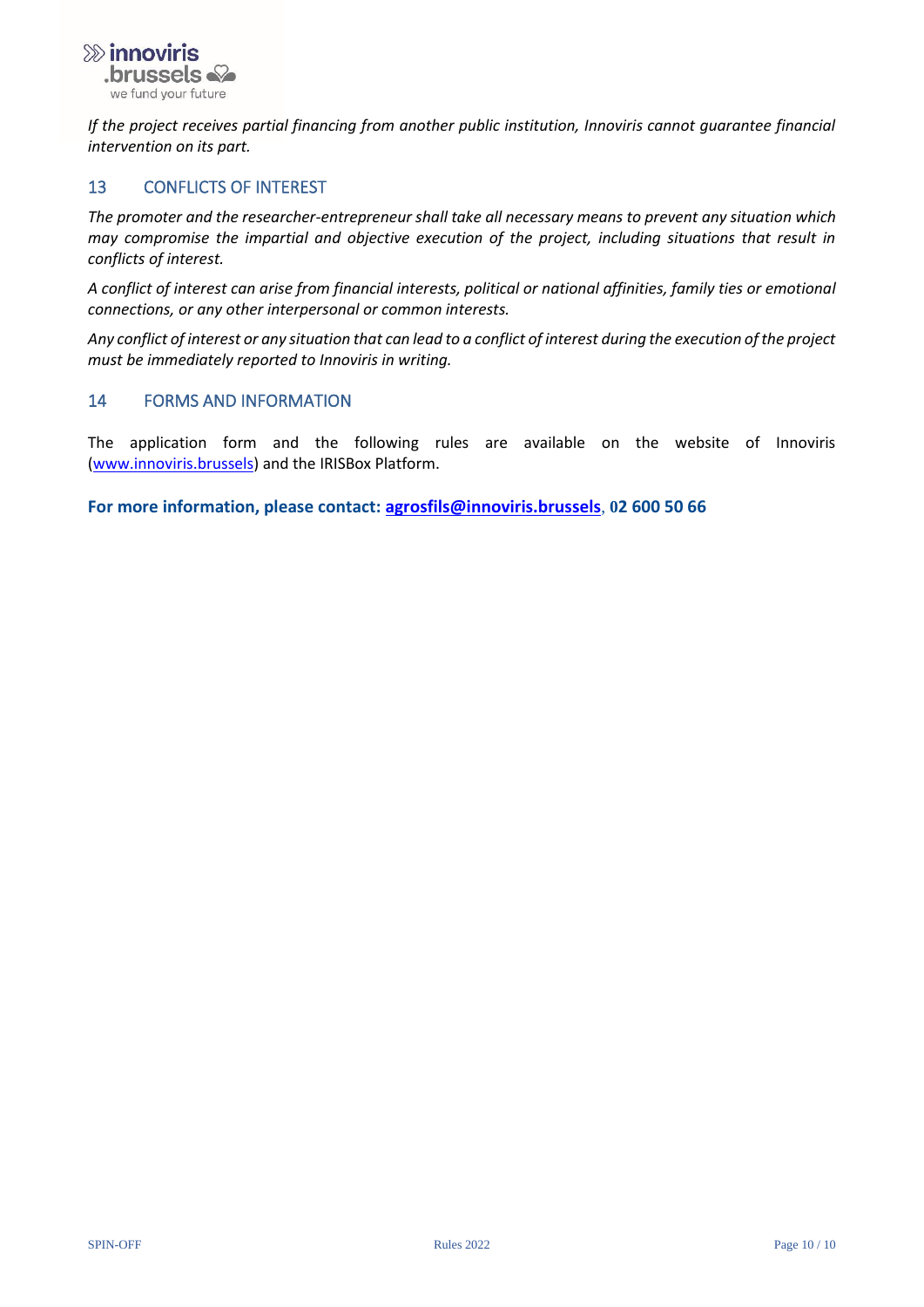*If the project receives partial financing from another public institution, Innoviris cannot guarantee financial intervention on its part.*

## 13 CONFLICTS OF INTEREST

*The promoter and the researcher-entrepreneur shall take all necessary means to prevent any situation which may compromise the impartial and objective execution of the project, including situations that result in conflicts of interest.*

*A conflict of interest can arise from financial interests, political or national affinities, family ties or emotional connections, or any other interpersonal or common interests.*

*Any conflict of interest or any situation that can lead to a conflict of interest during the execution of the project must be immediately reported to Innoviris in writing.*

## 14 FORMS AND INFORMATION

The application form and the following rules are available on the website of Innoviris ([www.innoviris.brussels](http://www.innoviris.brussels)) and the IRISBox Platform.

**For more information, please contact: [agrosfils@innoviris.brussels](mailto:agrosfils@innoviris.brussels), 02 600 50 66**